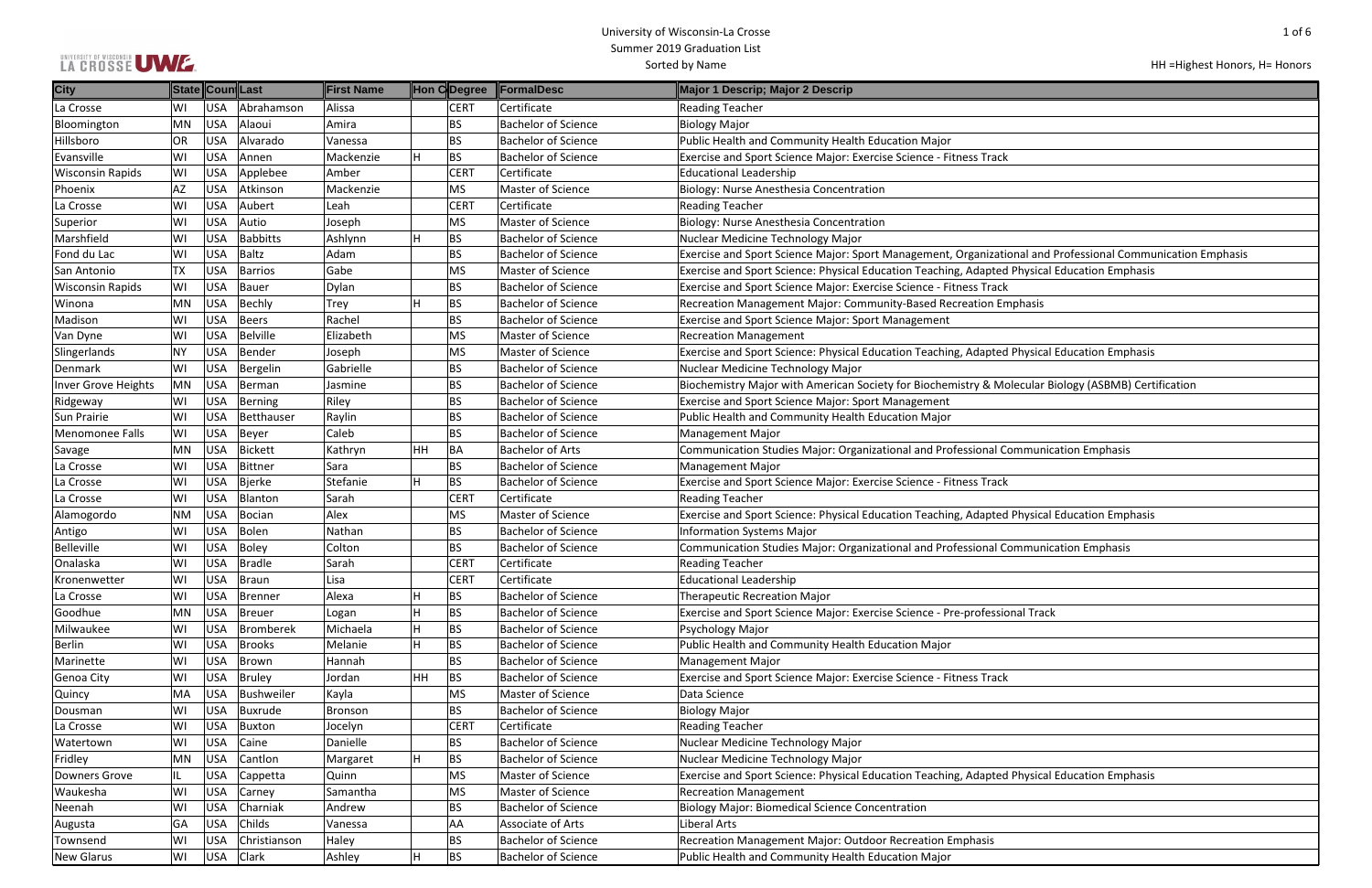# University of Wisconsin-La Crosse
## Summer 2019 Graduation List
### Sorted by Name

HH =Highest Honors, H= Honors

| City | State | Coun | Last | First Name | Hon C | Degree | FormalDesc | Major 1 Descrip; Major 2 Descrip |
|---|---|---|---|---|---|---|---|---|
| La Crosse | WI | USA | Abrahamson | Alissa | | CERT | Certificate | Reading Teacher |
| Bloomington | MN | USA | Alaoui | Amira | | BS | Bachelor of Science | Biology Major |
| Hillsboro | OR | USA | Alvarado | Vanessa | | BS | Bachelor of Science | Public Health and Community Health Education Major |
| Evansville | WI | USA | Annen | Mackenzie | H | BS | Bachelor of Science | Exercise and Sport Science Major: Exercise Science - Fitness Track |
| Wisconsin Rapids | WI | USA | Applebee | Amber | | CERT | Certificate | Educational Leadership |
| Phoenix | AZ | USA | Atkinson | Mackenzie | | MS | Master of Science | Biology: Nurse Anesthesia Concentration |
| La Crosse | WI | USA | Aubert | Leah | | CERT | Certificate | Reading Teacher |
| Superior | WI | USA | Autio | Joseph | | MS | Master of Science | Biology: Nurse Anesthesia Concentration |
| Marshfield | WI | USA | Babbitts | Ashlynn | H | BS | Bachelor of Science | Nuclear Medicine Technology Major |
| Fond du Lac | WI | USA | Baltz | Adam | | BS | Bachelor of Science | Exercise and Sport Science Major: Sport Management, Organizational and Professional Communication Emphasis |
| San Antonio | TX | USA | Barrios | Gabe | | MS | Master of Science | Exercise and Sport Science: Physical Education Teaching, Adapted Physical Education Emphasis |
| Wisconsin Rapids | WI | USA | Bauer | Dylan | | BS | Bachelor of Science | Exercise and Sport Science Major: Exercise Science - Fitness Track |
| Winona | MN | USA | Bechly | Trey | H | BS | Bachelor of Science | Recreation Management Major: Community-Based Recreation Emphasis |
| Madison | WI | USA | Beers | Rachel | | BS | Bachelor of Science | Exercise and Sport Science Major: Sport Management |
| Van Dyne | WI | USA | Belville | Elizabeth | | MS | Master of Science | Recreation Management |
| Slingerlands | NY | USA | Bender | Joseph | | MS | Master of Science | Exercise and Sport Science: Physical Education Teaching, Adapted Physical Education Emphasis |
| Denmark | WI | USA | Bergelin | Gabrielle | | BS | Bachelor of Science | Nuclear Medicine Technology Major |
| Inver Grove Heights | MN | USA | Berman | Jasmine | | BS | Bachelor of Science | Biochemistry Major with American Society for Biochemistry & Molecular Biology (ASBMB) Certification |
| Ridgeway | WI | USA | Berning | Riley | | BS | Bachelor of Science | Exercise and Sport Science Major: Sport Management |
| Sun Prairie | WI | USA | Betthauser | Raylin | | BS | Bachelor of Science | Public Health and Community Health Education Major |
| Menomonee Falls | WI | USA | Beyer | Caleb | | BS | Bachelor of Science | Management Major |
| Savage | MN | USA | Bickett | Kathryn | HH | BA | Bachelor of Arts | Communication Studies Major: Organizational and Professional Communication Emphasis |
| La Crosse | WI | USA | Bittner | Sara | | BS | Bachelor of Science | Management Major |
| La Crosse | WI | USA | Bjerke | Stefanie | H | BS | Bachelor of Science | Exercise and Sport Science Major: Exercise Science - Fitness Track |
| La Crosse | WI | USA | Blanton | Sarah | | CERT | Certificate | Reading Teacher |
| Alamogordo | NM | USA | Bocian | Alex | | MS | Master of Science | Exercise and Sport Science: Physical Education Teaching, Adapted Physical Education Emphasis |
| Antigo | WI | USA | Bolen | Nathan | | BS | Bachelor of Science | Information Systems Major |
| Belleville | WI | USA | Boley | Colton | | BS | Bachelor of Science | Communication Studies Major: Organizational and Professional Communication Emphasis |
| Onalaska | WI | USA | Bradle | Sarah | | CERT | Certificate | Reading Teacher |
| Kronenwetter | WI | USA | Braun | Lisa | | CERT | Certificate | Educational Leadership |
| La Crosse | WI | USA | Brenner | Alexa | H | BS | Bachelor of Science | Therapeutic Recreation Major |
| Goodhue | MN | USA | Breuer | Logan | H | BS | Bachelor of Science | Exercise and Sport Science Major: Exercise Science - Pre-professional Track |
| Milwaukee | WI | USA | Bromberek | Michaela | H | BS | Bachelor of Science | Psychology Major |
| Berlin | WI | USA | Brooks | Melanie | H | BS | Bachelor of Science | Public Health and Community Health Education Major |
| Marinette | WI | USA | Brown | Hannah | | BS | Bachelor of Science | Management Major |
| Genoa City | WI | USA | Bruley | Jordan | HH | BS | Bachelor of Science | Exercise and Sport Science Major: Exercise Science - Fitness Track |
| Quincy | MA | USA | Bushweiler | Kayla | | MS | Master of Science | Data Science |
| Dousman | WI | USA | Buxrude | Bronson | | BS | Bachelor of Science | Biology Major |
| La Crosse | WI | USA | Buxton | Jocelyn | | CERT | Certificate | Reading Teacher |
| Watertown | WI | USA | Caine | Danielle | | BS | Bachelor of Science | Nuclear Medicine Technology Major |
| Fridley | MN | USA | Cantlon | Margaret | H | BS | Bachelor of Science | Nuclear Medicine Technology Major |
| Downers Grove | IL | USA | Cappetta | Quinn | | MS | Master of Science | Exercise and Sport Science: Physical Education Teaching, Adapted Physical Education Emphasis |
| Waukesha | WI | USA | Carney | Samantha | | MS | Master of Science | Recreation Management |
| Neenah | WI | USA | Charniak | Andrew | | BS | Bachelor of Science | Biology Major: Biomedical Science Concentration |
| Augusta | GA | USA | Childs | Vanessa | | AA | Associate of Arts | Liberal Arts |
| Townsend | WI | USA | Christianson | Haley | | BS | Bachelor of Science | Recreation Management Major: Outdoor Recreation Emphasis |
| New Glarus | WI | USA | Clark | Ashley | H | BS | Bachelor of Science | Public Health and Community Health Education Major |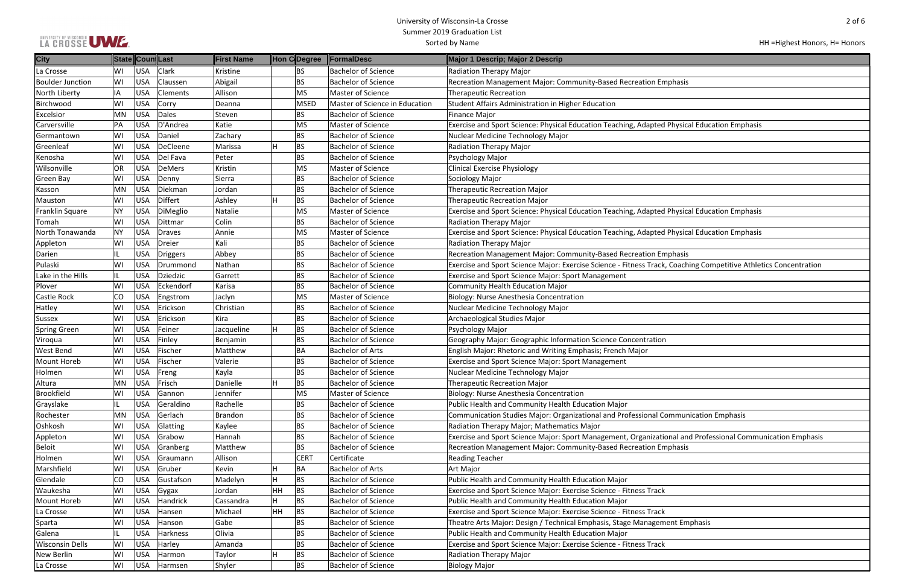| City | State | Coun | Last | First Name | Hon C | Degree | FormalDesc | Major 1 Descrip; Major 2 Descrip |
|---|---|---|---|---|---|---|---|---|
| La Crosse | WI | USA | Clark | Kristine | | BS | Bachelor of Science | Radiation Therapy Major |
| Boulder Junction | WI | USA | Claussen | Abigail | | BS | Bachelor of Science | Recreation Management Major: Community-Based Recreation Emphasis |
| North Liberty | IA | USA | Clements | Allison | | MS | Master of Science | Therapeutic Recreation |
| Birchwood | WI | USA | Corry | Deanna | | MSED | Master of Science in Education | Student Affairs Administration in Higher Education |
| Excelsior | MN | USA | Dales | Steven | | BS | Bachelor of Science | Finance Major |
| Carversville | PA | USA | D'Andrea | Katie | | MS | Master of Science | Exercise and Sport Science: Physical Education Teaching, Adapted Physical Education Emphasis |
| Germantown | WI | USA | Daniel | Zachary | | BS | Bachelor of Science | Nuclear Medicine Technology Major |
| Greenleaf | WI | USA | DeCleene | Marissa | H | BS | Bachelor of Science | Radiation Therapy Major |
| Kenosha | WI | USA | Del Fava | Peter | | BS | Bachelor of Science | Psychology Major |
| Wilsonville | OR | USA | DeMers | Kristin | | MS | Master of Science | Clinical Exercise Physiology |
| Green Bay | WI | USA | Denny | Sierra | | BS | Bachelor of Science | Sociology Major |
| Kasson | MN | USA | Diekman | Jordan | | BS | Bachelor of Science | Therapeutic Recreation Major |
| Mauston | WI | USA | Differt | Ashley | H | BS | Bachelor of Science | Therapeutic Recreation Major |
| Franklin Square | NY | USA | DiMeglio | Natalie | | MS | Master of Science | Exercise and Sport Science: Physical Education Teaching, Adapted Physical Education Emphasis |
| Tomah | WI | USA | Dittmar | Colin | | BS | Bachelor of Science | Radiation Therapy Major |
| North Tonawanda | NY | USA | Draves | Annie | | MS | Master of Science | Exercise and Sport Science: Physical Education Teaching, Adapted Physical Education Emphasis |
| Appleton | WI | USA | Dreier | Kali | | BS | Bachelor of Science | Radiation Therapy Major |
| Darien | IL | USA | Driggers | Abbey | | BS | Bachelor of Science | Recreation Management Major: Community-Based Recreation Emphasis |
| Pulaski | WI | USA | Drummond | Nathan | | BS | Bachelor of Science | Exercise and Sport Science Major: Exercise Science - Fitness Track, Coaching Competitive Athletics Concentration |
| Lake in the Hills | IL | USA | Dziedzic | Garrett | | BS | Bachelor of Science | Exercise and Sport Science Major: Sport Management |
| Plover | WI | USA | Eckendorf | Karisa | | BS | Bachelor of Science | Community Health Education Major |
| Castle Rock | CO | USA | Engstrom | Jaclyn | | MS | Master of Science | Biology: Nurse Anesthesia Concentration |
| Hatley | WI | USA | Erickson | Christian | | BS | Bachelor of Science | Nuclear Medicine Technology Major |
| Sussex | WI | USA | Erickson | Kira | | BS | Bachelor of Science | Archaeological Studies Major |
| Spring Green | WI | USA | Feiner | Jacqueline | H | BS | Bachelor of Science | Psychology Major |
| Viroqua | WI | USA | Finley | Benjamin | | BS | Bachelor of Science | Geography Major: Geographic Information Science Concentration |
| West Bend | WI | USA | Fischer | Matthew | | BA | Bachelor of Arts | English Major: Rhetoric and Writing Emphasis; French Major |
| Mount Horeb | WI | USA | Fischer | Valerie | | BS | Bachelor of Science | Exercise and Sport Science Major: Sport Management |
| Holmen | WI | USA | Freng | Kayla | | BS | Bachelor of Science | Nuclear Medicine Technology Major |
| Altura | MN | USA | Frisch | Danielle | H | BS | Bachelor of Science | Therapeutic Recreation Major |
| Brookfield | WI | USA | Gannon | Jennifer | | MS | Master of Science | Biology: Nurse Anesthesia Concentration |
| Grayslake | IL | USA | Geraldino | Rachelle | | BS | Bachelor of Science | Public Health and Community Health Education Major |
| Rochester | MN | USA | Gerlach | Brandon | | BS | Bachelor of Science | Communication Studies Major: Organizational and Professional Communication Emphasis |
| Oshkosh | WI | USA | Glatting | Kaylee | | BS | Bachelor of Science | Radiation Therapy Major; Mathematics Major |
| Appleton | WI | USA | Grabow | Hannah | | BS | Bachelor of Science | Exercise and Sport Science Major: Sport Management, Organizational and Professional Communication Emphasis |
| Beloit | WI | USA | Granberg | Matthew | | BS | Bachelor of Science | Recreation Management Major: Community-Based Recreation Emphasis |
| Holmen | WI | USA | Graumann | Allison | | CERT | Certificate | Reading Teacher |
| Marshfield | WI | USA | Gruber | Kevin | H | BA | Bachelor of Arts | Art Major |
| Glendale | CO | USA | Gustafson | Madelyn | H | BS | Bachelor of Science | Public Health and Community Health Education Major |
| Waukesha | WI | USA | Gygax | Jordan | HH | BS | Bachelor of Science | Exercise and Sport Science Major: Exercise Science - Fitness Track |
| Mount Horeb | WI | USA | Handrick | Cassandra | H | BS | Bachelor of Science | Public Health and Community Health Education Major |
| La Crosse | WI | USA | Hansen | Michael | HH | BS | Bachelor of Science | Exercise and Sport Science Major: Exercise Science - Fitness Track |
| Sparta | WI | USA | Hanson | Gabe | | BS | Bachelor of Science | Theatre Arts Major: Design / Technical Emphasis, Stage Management Emphasis |
| Galena | IL | USA | Harkness | Olivia | | BS | Bachelor of Science | Public Health and Community Health Education Major |
| Wisconsin Dells | WI | USA | Harley | Amanda | | BS | Bachelor of Science | Exercise and Sport Science Major: Exercise Science - Fitness Track |
| New Berlin | WI | USA | Harmon | Taylor | H | BS | Bachelor of Science | Radiation Therapy Major |
| La Crosse | WI | USA | Harmsen | Shyler | | BS | Bachelor of Science | Biology Major |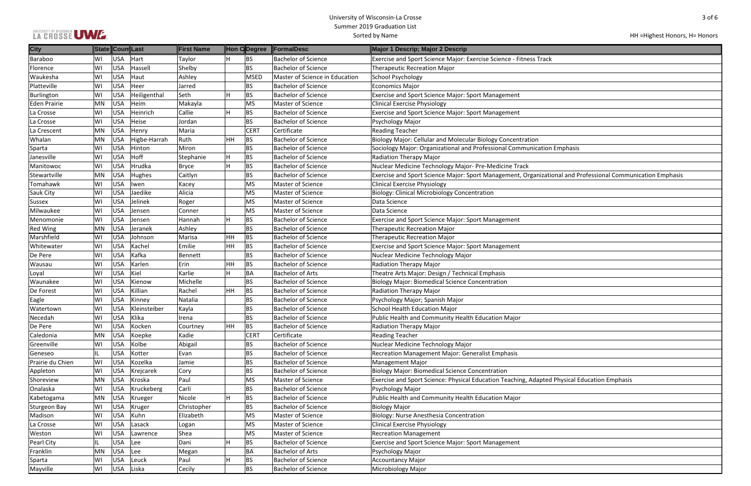# University of Wisconsin-La Crosse

## Summer 2019 Graduation List

Sorted by Name

HH =Highest Honors, H= Honors

| City | State | Coun | Last | First Name | Hon C | Degree | FormalDesc | Major 1 Descrip; Major 2 Descrip |
|---|---|---|---|---|---|---|---|---|
| Baraboo | WI | USA | Hart | Taylor | H | BS | Bachelor of Science | Exercise and Sport Science Major: Exercise Science - Fitness Track |
| Florence | WI | USA | Hassell | Shelby | | BS | Bachelor of Science | Therapeutic Recreation Major |
| Waukesha | WI | USA | Haut | Ashley | | MSED | Master of Science in Education | School Psychology |
| Platteville | WI | USA | Heer | Jarred | | BS | Bachelor of Science | Economics Major |
| Burlington | WI | USA | Heiligenthal | Seth | H | BS | Bachelor of Science | Exercise and Sport Science Major: Sport Management |
| Eden Prairie | MN | USA | Heim | Makayla | | MS | Master of Science | Clinical Exercise Physiology |
| La Crosse | WI | USA | Heinrich | Callie | H | BS | Bachelor of Science | Exercise and Sport Science Major: Sport Management |
| La Crosse | WI | USA | Heise | Jordan | | BS | Bachelor of Science | Psychology Major |
| La Crescent | MN | USA | Henry | Maria | | CERT | Certificate | Reading Teacher |
| Whalan | MN | USA | Higbe-Harrah | Ruth | HH | BS | Bachelor of Science | Biology Major: Cellular and Molecular Biology Concentration |
| Sparta | WI | USA | Hinton | Miron | | BS | Bachelor of Science | Sociology Major: Organizational and Professional Communication Emphasis |
| Janesville | WI | USA | Hoff | Stephanie | H | BS | Bachelor of Science | Radiation Therapy Major |
| Manitowoc | WI | USA | Hrudka | Bryce | H | BS | Bachelor of Science | Nuclear Medicine Technology Major- Pre-Medicine Track |
| Stewartville | MN | USA | Hughes | Caitlyn | | BS | Bachelor of Science | Exercise and Sport Science Major: Sport Management, Organizational and Professional Communication Emphasis |
| Tomahawk | WI | USA | Iwen | Kacey | | MS | Master of Science | Clinical Exercise Physiology |
| Sauk City | WI | USA | Jaedike | Alicia | | MS | Master of Science | Biology: Clinical Microbiology Concentration |
| Sussex | WI | USA | Jelinek | Roger | | MS | Master of Science | Data Science |
| Milwaukee | WI | USA | Jensen | Conner | | MS | Master of Science | Data Science |
| Menomonie | WI | USA | Jensen | Hannah | H | BS | Bachelor of Science | Exercise and Sport Science Major: Sport Management |
| Red Wing | MN | USA | Jeranek | Ashley | | BS | Bachelor of Science | Therapeutic Recreation Major |
| Marshfield | WI | USA | Johnson | Marisa | HH | BS | Bachelor of Science | Therapeutic Recreation Major |
| Whitewater | WI | USA | Kachel | Emilie | HH | BS | Bachelor of Science | Exercise and Sport Science Major: Sport Management |
| De Pere | WI | USA | Kafka | Bennett | | BS | Bachelor of Science | Nuclear Medicine Technology Major |
| Wausau | WI | USA | Karlen | Erin | HH | BS | Bachelor of Science | Radiation Therapy Major |
| Loyal | WI | USA | Kiel | Karlie | H | BA | Bachelor of Arts | Theatre Arts Major: Design / Technical Emphasis |
| Waunakee | WI | USA | Kienow | Michelle | | BS | Bachelor of Science | Biology Major: Biomedical Science Concentration |
| De Forest | WI | USA | Killian | Rachel | HH | BS | Bachelor of Science | Radiation Therapy Major |
| Eagle | WI | USA | Kinney | Natalia | | BS | Bachelor of Science | Psychology Major; Spanish Major |
| Watertown | WI | USA | Kleinsteiber | Kayla | | BS | Bachelor of Science | School Health Education Major |
| Necedah | WI | USA | Klika | Irena | | BS | Bachelor of Science | Public Health and Community Health Education Major |
| De Pere | WI | USA | Kocken | Courtney | HH | BS | Bachelor of Science | Radiation Therapy Major |
| Caledonia | MN | USA | Koepke | Kadie | | CERT | Certificate | Reading Teacher |
| Greenville | WI | USA | Kolbe | Abigail | | BS | Bachelor of Science | Nuclear Medicine Technology Major |
| Geneseo | IL | USA | Kotter | Evan | | BS | Bachelor of Science | Recreation Management Major: Generalist Emphasis |
| Prairie du Chien | WI | USA | Kozelka | Jamie | | BS | Bachelor of Science | Management Major |
| Appleton | WI | USA | Krejcarek | Cory | | BS | Bachelor of Science | Biology Major: Biomedical Science Concentration |
| Shoreview | MN | USA | Kroska | Paul | | MS | Master of Science | Exercise and Sport Science: Physical Education Teaching, Adapted Physical Education Emphasis |
| Onalaska | WI | USA | Kruckeberg | Carli | | BS | Bachelor of Science | Psychology Major |
| Kabetogama | MN | USA | Krueger | Nicole | H | BS | Bachelor of Science | Public Health and Community Health Education Major |
| Sturgeon Bay | WI | USA | Kruger | Christopher | | BS | Bachelor of Science | Biology Major |
| Madison | WI | USA | Kuhn | Elizabeth | | MS | Master of Science | Biology: Nurse Anesthesia Concentration |
| La Crosse | WI | USA | Lasack | Logan | | MS | Master of Science | Clinical Exercise Physiology |
| Weston | WI | USA | Lawrence | Shea | | MS | Master of Science | Recreation Management |
| Pearl City | IL | USA | Lee | Dani | H | BS | Bachelor of Science | Exercise and Sport Science Major: Sport Management |
| Franklin | MN | USA | Lee | Megan | | BA | Bachelor of Arts | Psychology Major |
| Sparta | WI | USA | Leuck | Paul | H | BS | Bachelor of Science | Accountancy Major |
| Mayville | WI | USA | Liska | Cecily | | BS | Bachelor of Science | Microbiology Major |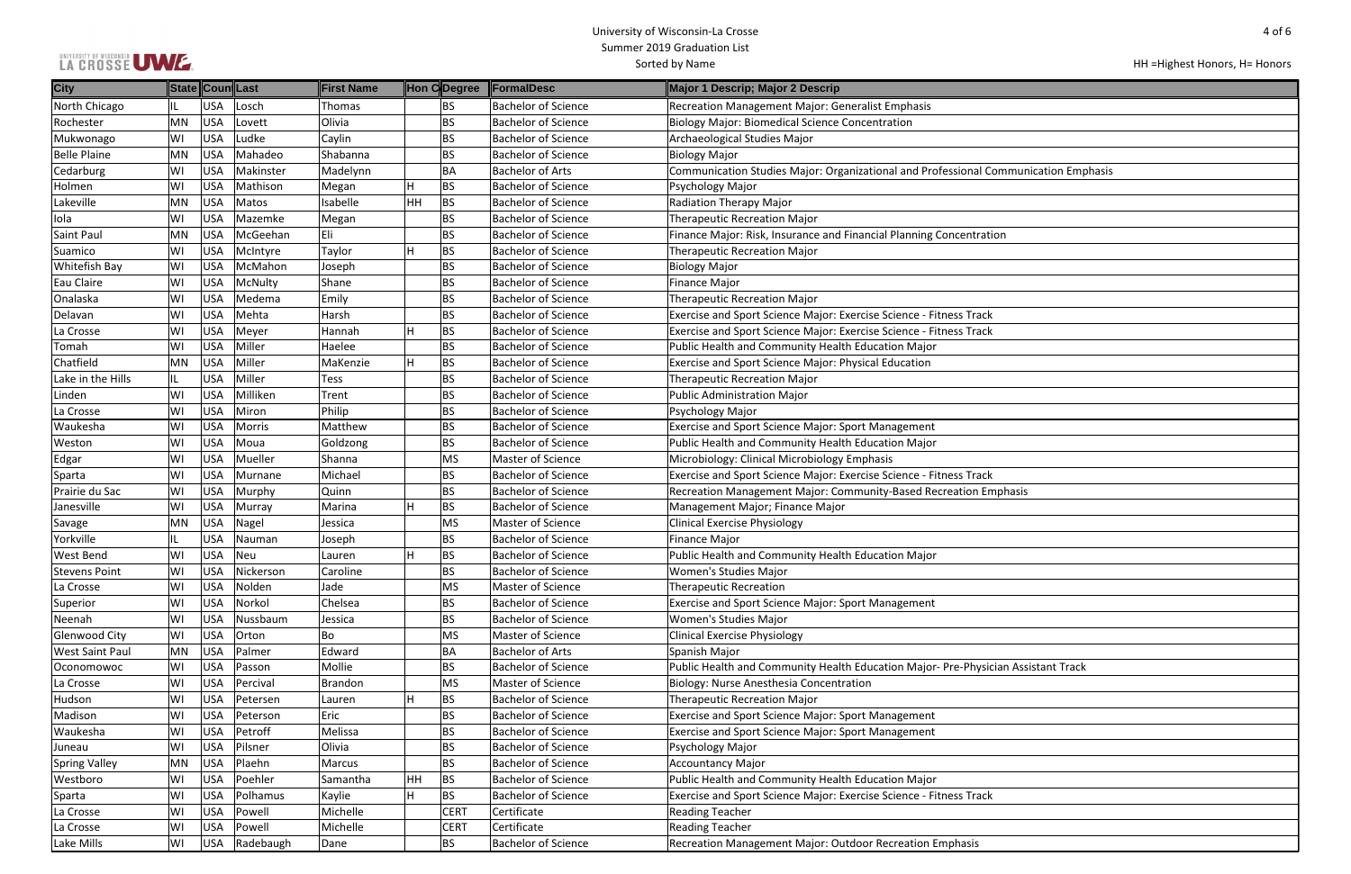University of Wisconsin-La Crosse
Summer 2019 Graduation List
Sorted by Name

HH =Highest Honors, H= Honors

| City | State | Coun | Last | First Name | Hon C | Degree | FormalDesc | Major 1 Descrip; Major 2 Descrip |
|---|---|---|---|---|---|---|---|---|
| North Chicago | IL | USA | Losch | Thomas | | BS | Bachelor of Science | Recreation Management Major: Generalist Emphasis |
| Rochester | MN | USA | Lovett | Olivia | | BS | Bachelor of Science | Biology Major: Biomedical Science Concentration |
| Mukwonago | WI | USA | Ludke | Caylin | | BS | Bachelor of Science | Archaeological Studies Major |
| Belle Plaine | MN | USA | Mahadeo | Shabanna | | BS | Bachelor of Science | Biology Major |
| Cedarburg | WI | USA | Makinster | Madelynn | | BA | Bachelor of Arts | Communication Studies Major: Organizational and Professional Communication Emphasis |
| Holmen | WI | USA | Mathison | Megan | H | BS | Bachelor of Science | Psychology Major |
| Lakeville | MN | USA | Matos | Isabelle | HH | BS | Bachelor of Science | Radiation Therapy Major |
| Iola | WI | USA | Mazemke | Megan | | BS | Bachelor of Science | Therapeutic Recreation Major |
| Saint Paul | MN | USA | McGeehan | Eli | | BS | Bachelor of Science | Finance Major: Risk, Insurance and Financial Planning Concentration |
| Suamico | WI | USA | McIntyre | Taylor | H | BS | Bachelor of Science | Therapeutic Recreation Major |
| Whitefish Bay | WI | USA | McMahon | Joseph | | BS | Bachelor of Science | Biology Major |
| Eau Claire | WI | USA | McNulty | Shane | | BS | Bachelor of Science | Finance Major |
| Onalaska | WI | USA | Medema | Emily | | BS | Bachelor of Science | Therapeutic Recreation Major |
| Delavan | WI | USA | Mehta | Harsh | | BS | Bachelor of Science | Exercise and Sport Science Major: Exercise Science - Fitness Track |
| La Crosse | WI | USA | Meyer | Hannah | H | BS | Bachelor of Science | Exercise and Sport Science Major: Exercise Science - Fitness Track |
| Tomah | WI | USA | Miller | Haelee | | BS | Bachelor of Science | Public Health and Community Health Education Major |
| Chatfield | MN | USA | Miller | MaKenzie | H | BS | Bachelor of Science | Exercise and Sport Science Major: Physical Education |
| Lake in the Hills | IL | USA | Miller | Tess | | BS | Bachelor of Science | Therapeutic Recreation Major |
| Linden | WI | USA | Milliken | Trent | | BS | Bachelor of Science | Public Administration Major |
| La Crosse | WI | USA | Miron | Philip | | BS | Bachelor of Science | Psychology Major |
| Waukesha | WI | USA | Morris | Matthew | | BS | Bachelor of Science | Exercise and Sport Science Major: Sport Management |
| Weston | WI | USA | Moua | Goldzong | | BS | Bachelor of Science | Public Health and Community Health Education Major |
| Edgar | WI | USA | Mueller | Shanna | | MS | Master of Science | Microbiology: Clinical Microbiology Emphasis |
| Sparta | WI | USA | Murnane | Michael | | BS | Bachelor of Science | Exercise and Sport Science Major: Exercise Science - Fitness Track |
| Prairie du Sac | WI | USA | Murphy | Quinn | | BS | Bachelor of Science | Recreation Management Major: Community-Based Recreation Emphasis |
| Janesville | WI | USA | Murray | Marina | H | BS | Bachelor of Science | Management Major; Finance Major |
| Savage | MN | USA | Nagel | Jessica | | MS | Master of Science | Clinical Exercise Physiology |
| Yorkville | IL | USA | Nauman | Joseph | | BS | Bachelor of Science | Finance Major |
| West Bend | WI | USA | Neu | Lauren | H | BS | Bachelor of Science | Public Health and Community Health Education Major |
| Stevens Point | WI | USA | Nickerson | Caroline | | BS | Bachelor of Science | Women's Studies Major |
| La Crosse | WI | USA | Nolden | Jade | | MS | Master of Science | Therapeutic Recreation |
| Superior | WI | USA | Norkol | Chelsea | | BS | Bachelor of Science | Exercise and Sport Science Major: Sport Management |
| Neenah | WI | USA | Nussbaum | Jessica | | BS | Bachelor of Science | Women's Studies Major |
| Glenwood City | WI | USA | Orton | Bo | | MS | Master of Science | Clinical Exercise Physiology |
| West Saint Paul | MN | USA | Palmer | Edward | | BA | Bachelor of Arts | Spanish Major |
| Oconomowoc | WI | USA | Passon | Mollie | | BS | Bachelor of Science | Public Health and Community Health Education Major- Pre-Physician Assistant Track |
| La Crosse | WI | USA | Percival | Brandon | | MS | Master of Science | Biology: Nurse Anesthesia Concentration |
| Hudson | WI | USA | Petersen | Lauren | H | BS | Bachelor of Science | Therapeutic Recreation Major |
| Madison | WI | USA | Peterson | Eric | | BS | Bachelor of Science | Exercise and Sport Science Major: Sport Management |
| Waukesha | WI | USA | Petroff | Melissa | | BS | Bachelor of Science | Exercise and Sport Science Major: Sport Management |
| Juneau | WI | USA | Pilsner | Olivia | | BS | Bachelor of Science | Psychology Major |
| Spring Valley | MN | USA | Plaehn | Marcus | | BS | Bachelor of Science | Accountancy Major |
| Westboro | WI | USA | Poehler | Samantha | HH | BS | Bachelor of Science | Public Health and Community Health Education Major |
| Sparta | WI | USA | Polhamus | Kaylie | H | BS | Bachelor of Science | Exercise and Sport Science Major: Exercise Science - Fitness Track |
| La Crosse | WI | USA | Powell | Michelle | | CERT | Certificate | Reading Teacher |
| La Crosse | WI | USA | Powell | Michelle | | CERT | Certificate | Reading Teacher |
| Lake Mills | WI | USA | Radebaugh | Dane | | BS | Bachelor of Science | Recreation Management Major: Outdoor Recreation Emphasis |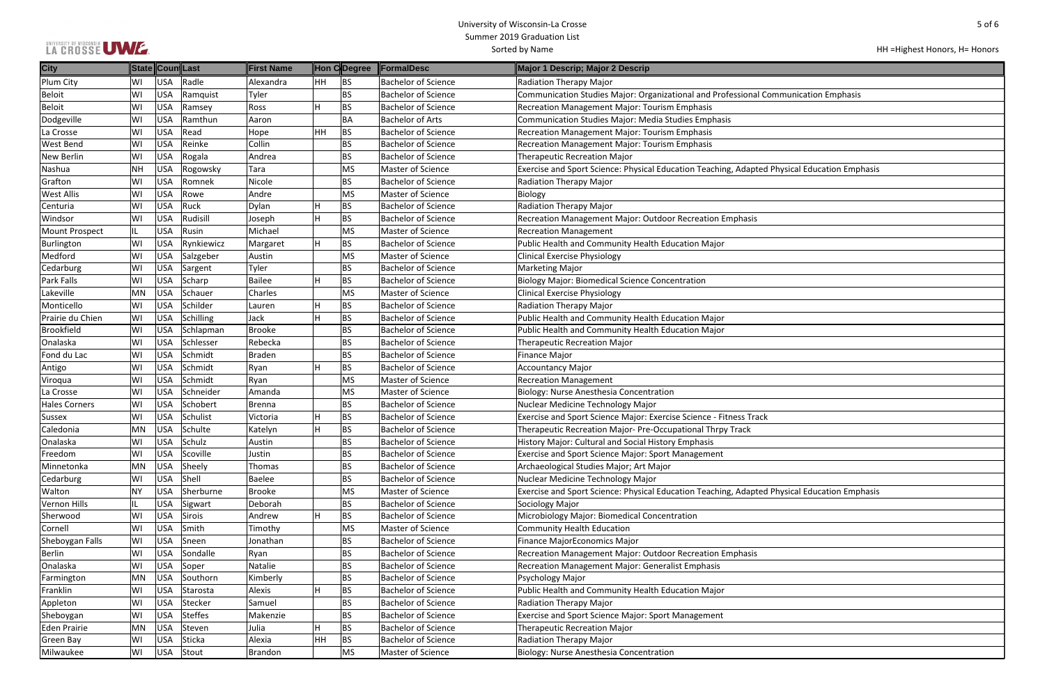University of Wisconsin-La Crosse
Summer 2019 Graduation List
Sorted by Name

HH =Highest Honors, H= Honors

| City | State | Coun | Last | First Name | Hon C | Degree | FormalDesc | Major 1 Descrip; Major 2 Descrip |
|---|---|---|---|---|---|---|---|---|
| Plum City | WI | USA | Radle | Alexandra | HH | BS | Bachelor of Science | Radiation Therapy Major |
| Beloit | WI | USA | Ramquist | Tyler | | BS | Bachelor of Science | Communication Studies Major: Organizational and Professional Communication Emphasis |
| Beloit | WI | USA | Ramsey | Ross | H | BS | Bachelor of Science | Recreation Management Major: Tourism Emphasis |
| Dodgeville | WI | USA | Ramthun | Aaron | | BA | Bachelor of Arts | Communication Studies Major: Media Studies Emphasis |
| La Crosse | WI | USA | Read | Hope | HH | BS | Bachelor of Science | Recreation Management Major: Tourism Emphasis |
| West Bend | WI | USA | Reinke | Collin | | BS | Bachelor of Science | Recreation Management Major: Tourism Emphasis |
| New Berlin | WI | USA | Rogala | Andrea | | BS | Bachelor of Science | Therapeutic Recreation Major |
| Nashua | NH | USA | Rogowsky | Tara | | MS | Master of Science | Exercise and Sport Science: Physical Education Teaching, Adapted Physical Education Emphasis |
| Grafton | WI | USA | Romnek | Nicole | | BS | Bachelor of Science | Radiation Therapy Major |
| West Allis | WI | USA | Rowe | Andre | | MS | Master of Science | Biology |
| Centuria | WI | USA | Ruck | Dylan | H | BS | Bachelor of Science | Radiation Therapy Major |
| Windsor | WI | USA | Rudisill | Joseph | H | BS | Bachelor of Science | Recreation Management Major: Outdoor Recreation Emphasis |
| Mount Prospect | IL | USA | Rusin | Michael | | MS | Master of Science | Recreation Management |
| Burlington | WI | USA | Rynkiewicz | Margaret | H | BS | Bachelor of Science | Public Health and Community Health Education Major |
| Medford | WI | USA | Salzgeber | Austin | | MS | Master of Science | Clinical Exercise Physiology |
| Cedarburg | WI | USA | Sargent | Tyler | | BS | Bachelor of Science | Marketing Major |
| Park Falls | WI | USA | Scharp | Bailee | H | BS | Bachelor of Science | Biology Major: Biomedical Science Concentration |
| Lakeville | MN | USA | Schauer | Charles | | MS | Master of Science | Clinical Exercise Physiology |
| Monticello | WI | USA | Schilder | Lauren | H | BS | Bachelor of Science | Radiation Therapy Major |
| Prairie du Chien | WI | USA | Schilling | Jack | H | BS | Bachelor of Science | Public Health and Community Health Education Major |
| Brookfield | WI | USA | Schlapman | Brooke | | BS | Bachelor of Science | Public Health and Community Health Education Major |
| Onalaska | WI | USA | Schlesser | Rebecka | | BS | Bachelor of Science | Therapeutic Recreation Major |
| Fond du Lac | WI | USA | Schmidt | Braden | | BS | Bachelor of Science | Finance Major |
| Antigo | WI | USA | Schmidt | Ryan | H | BS | Bachelor of Science | Accountancy Major |
| Viroqua | WI | USA | Schmidt | Ryan | | MS | Master of Science | Recreation Management |
| La Crosse | WI | USA | Schneider | Amanda | | MS | Master of Science | Biology: Nurse Anesthesia Concentration |
| Hales Corners | WI | USA | Schobert | Brenna | | BS | Bachelor of Science | Nuclear Medicine Technology Major |
| Sussex | WI | USA | Schulist | Victoria | H | BS | Bachelor of Science | Exercise and Sport Science Major: Exercise Science - Fitness Track |
| Caledonia | MN | USA | Schulte | Katelyn | H | BS | Bachelor of Science | Therapeutic Recreation Major- Pre-Occupational Thrpy Track |
| Onalaska | WI | USA | Schulz | Austin | | BS | Bachelor of Science | History Major: Cultural and Social History Emphasis |
| Freedom | WI | USA | Scoville | Justin | | BS | Bachelor of Science | Exercise and Sport Science Major: Sport Management |
| Minnetonka | MN | USA | Sheely | Thomas | | BS | Bachelor of Science | Archaeological Studies Major; Art Major |
| Cedarburg | WI | USA | Shell | Baelee | | BS | Bachelor of Science | Nuclear Medicine Technology Major |
| Walton | NY | USA | Sherburne | Brooke | | MS | Master of Science | Exercise and Sport Science: Physical Education Teaching, Adapted Physical Education Emphasis |
| Vernon Hills | IL | USA | Sigwart | Deborah | | BS | Bachelor of Science | Sociology Major |
| Sherwood | WI | USA | Sirois | Andrew | H | BS | Bachelor of Science | Microbiology Major: Biomedical Concentration |
| Cornell | WI | USA | Smith | Timothy | | MS | Master of Science | Community Health Education |
| Sheboygan Falls | WI | USA | Sneen | Jonathan | | BS | Bachelor of Science | Finance MajorEconomics Major |
| Berlin | WI | USA | Sondalle | Ryan | | BS | Bachelor of Science | Recreation Management Major: Outdoor Recreation Emphasis |
| Onalaska | WI | USA | Soper | Natalie | | BS | Bachelor of Science | Recreation Management Major: Generalist Emphasis |
| Farmington | MN | USA | Southorn | Kimberly | | BS | Bachelor of Science | Psychology Major |
| Franklin | WI | USA | Starosta | Alexis | H | BS | Bachelor of Science | Public Health and Community Health Education Major |
| Appleton | WI | USA | Stecker | Samuel | | BS | Bachelor of Science | Radiation Therapy Major |
| Sheboygan | WI | USA | Steffes | Makenzie | | BS | Bachelor of Science | Exercise and Sport Science Major: Sport Management |
| Eden Prairie | MN | USA | Steven | Julia | H | BS | Bachelor of Science | Therapeutic Recreation Major |
| Green Bay | WI | USA | Sticka | Alexia | HH | BS | Bachelor of Science | Radiation Therapy Major |
| Milwaukee | WI | USA | Stout | Brandon | | MS | Master of Science | Biology: Nurse Anesthesia Concentration |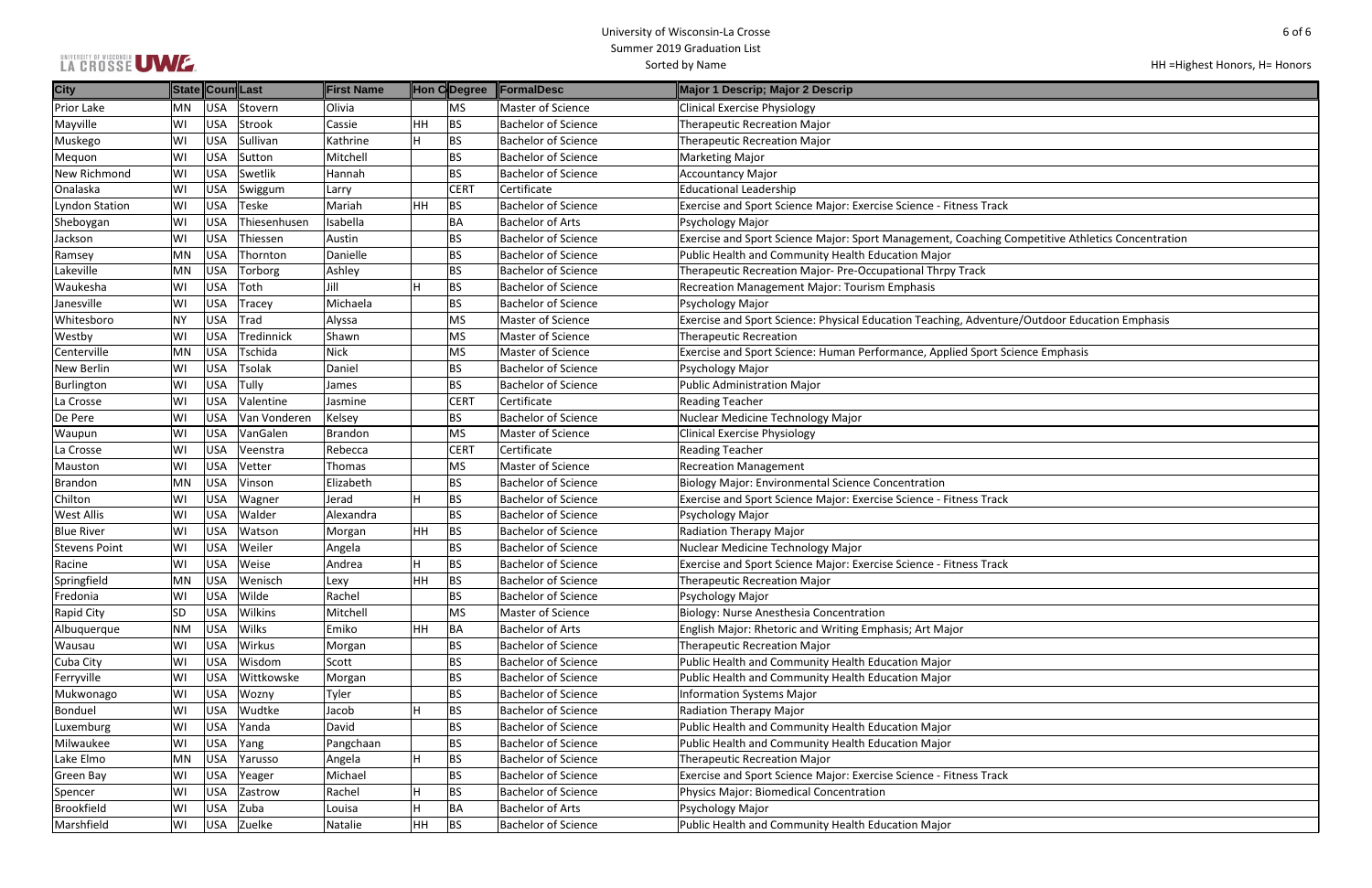University of Wisconsin-La Crosse
Summer 2019 Graduation List
Sorted by Name

HH =Highest Honors, H= Honors

| City | State | Coun | Last | First Name | Hon C | Degree | FormalDesc | Major 1 Descrip; Major 2 Descrip |
|---|---|---|---|---|---|---|---|---|
| Prior Lake | MN | USA | Stovern | Olivia | | MS | Master of Science | Clinical Exercise Physiology |
| Mayville | WI | USA | Strook | Cassie | HH | BS | Bachelor of Science | Therapeutic Recreation Major |
| Muskego | WI | USA | Sullivan | Kathrine | H | BS | Bachelor of Science | Therapeutic Recreation Major |
| Mequon | WI | USA | Sutton | Mitchell | | BS | Bachelor of Science | Marketing Major |
| New Richmond | WI | USA | Swetlik | Hannah | | BS | Bachelor of Science | Accountancy Major |
| Onalaska | WI | USA | Swiggum | Larry | | CERT | Certificate | Educational Leadership |
| Lyndon Station | WI | USA | Teske | Mariah | HH | BS | Bachelor of Science | Exercise and Sport Science Major: Exercise Science - Fitness Track |
| Sheboygan | WI | USA | Thiesenhusen | Isabella | | BA | Bachelor of Arts | Psychology Major |
| Jackson | WI | USA | Thiessen | Austin | | BS | Bachelor of Science | Exercise and Sport Science Major: Sport Management, Coaching Competitive Athletics Concentration |
| Ramsey | MN | USA | Thornton | Danielle | | BS | Bachelor of Science | Public Health and Community Health Education Major |
| Lakeville | MN | USA | Torborg | Ashley | | BS | Bachelor of Science | Therapeutic Recreation Major- Pre-Occupational Thrpy Track |
| Waukesha | WI | USA | Toth | Jill | H | BS | Bachelor of Science | Recreation Management Major: Tourism Emphasis |
| Janesville | WI | USA | Tracey | Michaela | | BS | Bachelor of Science | Psychology Major |
| Whitesboro | NY | USA | Trad | Alyssa | | MS | Master of Science | Exercise and Sport Science: Physical Education Teaching, Adventure/Outdoor Education Emphasis |
| Westby | WI | USA | Tredinnick | Shawn | | MS | Master of Science | Therapeutic Recreation |
| Centerville | MN | USA | Tschida | Nick | | MS | Master of Science | Exercise and Sport Science: Human Performance, Applied Sport Science Emphasis |
| New Berlin | WI | USA | Tsolak | Daniel | | BS | Bachelor of Science | Psychology Major |
| Burlington | WI | USA | Tully | James | | BS | Bachelor of Science | Public Administration Major |
| La Crosse | WI | USA | Valentine | Jasmine | | CERT | Certificate | Reading Teacher |
| De Pere | WI | USA | Van Vonderen | Kelsey | | BS | Bachelor of Science | Nuclear Medicine Technology Major |
| Waupun | WI | USA | VanGalen | Brandon | | MS | Master of Science | Clinical Exercise Physiology |
| La Crosse | WI | USA | Veenstra | Rebecca | | CERT | Certificate | Reading Teacher |
| Mauston | WI | USA | Vetter | Thomas | | MS | Master of Science | Recreation Management |
| Brandon | MN | USA | Vinson | Elizabeth | | BS | Bachelor of Science | Biology Major: Environmental Science Concentration |
| Chilton | WI | USA | Wagner | Jerad | H | BS | Bachelor of Science | Exercise and Sport Science Major: Exercise Science - Fitness Track |
| West Allis | WI | USA | Walder | Alexandra | | BS | Bachelor of Science | Psychology Major |
| Blue River | WI | USA | Watson | Morgan | HH | BS | Bachelor of Science | Radiation Therapy Major |
| Stevens Point | WI | USA | Weiler | Angela | | BS | Bachelor of Science | Nuclear Medicine Technology Major |
| Racine | WI | USA | Weise | Andrea | H | BS | Bachelor of Science | Exercise and Sport Science Major: Exercise Science - Fitness Track |
| Springfield | MN | USA | Wenisch | Lexy | HH | BS | Bachelor of Science | Therapeutic Recreation Major |
| Fredonia | WI | USA | Wilde | Rachel | | BS | Bachelor of Science | Psychology Major |
| Rapid City | SD | USA | Wilkins | Mitchell | | MS | Master of Science | Biology: Nurse Anesthesia Concentration |
| Albuquerque | NM | USA | Wilks | Emiko | HH | BA | Bachelor of Arts | English Major: Rhetoric and Writing Emphasis; Art Major |
| Wausau | WI | USA | Wirkus | Morgan | | BS | Bachelor of Science | Therapeutic Recreation Major |
| Cuba City | WI | USA | Wisdom | Scott | | BS | Bachelor of Science | Public Health and Community Health Education Major |
| Ferryville | WI | USA | Wittkowske | Morgan | | BS | Bachelor of Science | Public Health and Community Health Education Major |
| Mukwonago | WI | USA | Wozny | Tyler | | BS | Bachelor of Science | Information Systems Major |
| Bonduel | WI | USA | Wudtke | Jacob | H | BS | Bachelor of Science | Radiation Therapy Major |
| Luxemburg | WI | USA | Yanda | David | | BS | Bachelor of Science | Public Health and Community Health Education Major |
| Milwaukee | WI | USA | Yang | Pangchaan | | BS | Bachelor of Science | Public Health and Community Health Education Major |
| Lake Elmo | MN | USA | Yarusso | Angela | H | BS | Bachelor of Science | Therapeutic Recreation Major |
| Green Bay | WI | USA | Yeager | Michael | | BS | Bachelor of Science | Exercise and Sport Science Major: Exercise Science - Fitness Track |
| Spencer | WI | USA | Zastrow | Rachel | H | BS | Bachelor of Science | Physics Major: Biomedical Concentration |
| Brookfield | WI | USA | Zuba | Louisa | H | BA | Bachelor of Arts | Psychology Major |
| Marshfield | WI | USA | Zuelke | Natalie | HH | BS | Bachelor of Science | Public Health and Community Health Education Major |